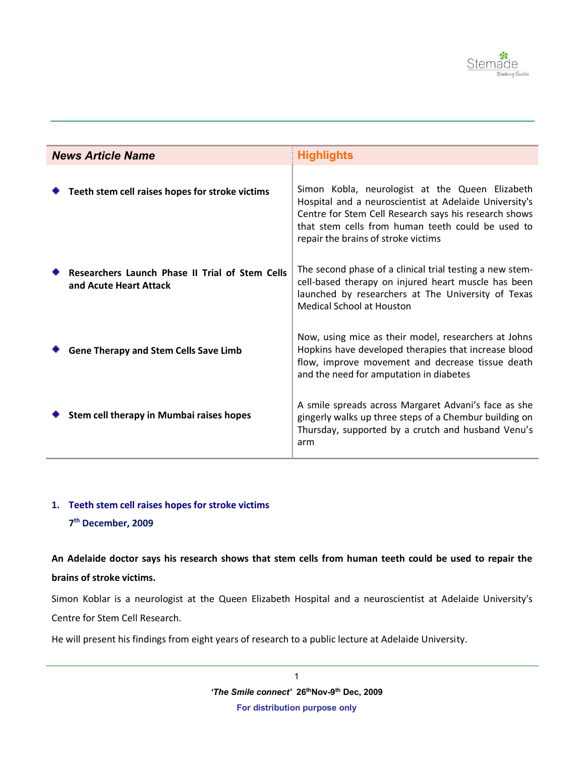| News Article Name | Highlights |
| --- | --- |
| Teeth stem cell raises hopes for stroke victims | Simon Kobla, neurologist at the Queen Elizabeth Hospital and a neuroscientist at Adelaide University's Centre for Stem Cell Research says his research shows that stem cells from human teeth could be used to repair the brains of stroke victims |
| Researchers Launch Phase II Trial of Stem Cells and Acute Heart Attack | The second phase of a clinical trial testing a new stem-cell-based therapy on injured heart muscle has been launched by researchers at The University of Texas Medical School at Houston |
| Gene Therapy and Stem Cells Save Limb | Now, using mice as their model, researchers at Johns Hopkins have developed therapies that increase blood flow, improve movement and decrease tissue death and the need for amputation in diabetes |
| Stem cell therapy in Mumbai raises hopes | A smile spreads across Margaret Advani's face as she gingerly walks up three steps of a Chembur building on Thursday, supported by a crutch and husband Venu's arm |

## 1. Teeth stem cell raises hopes for stroke victims

**7th December, 2009**

**An Adelaide doctor says his research shows that stem cells from human teeth could be used to repair the brains of stroke victims.**

Simon Koblar is a neurologist at the Queen Elizabeth Hospital and a neuroscientist at Adelaide University's Centre for Stem Cell Research.

He will present his findings from eight years of research to a public lecture at Adelaide University.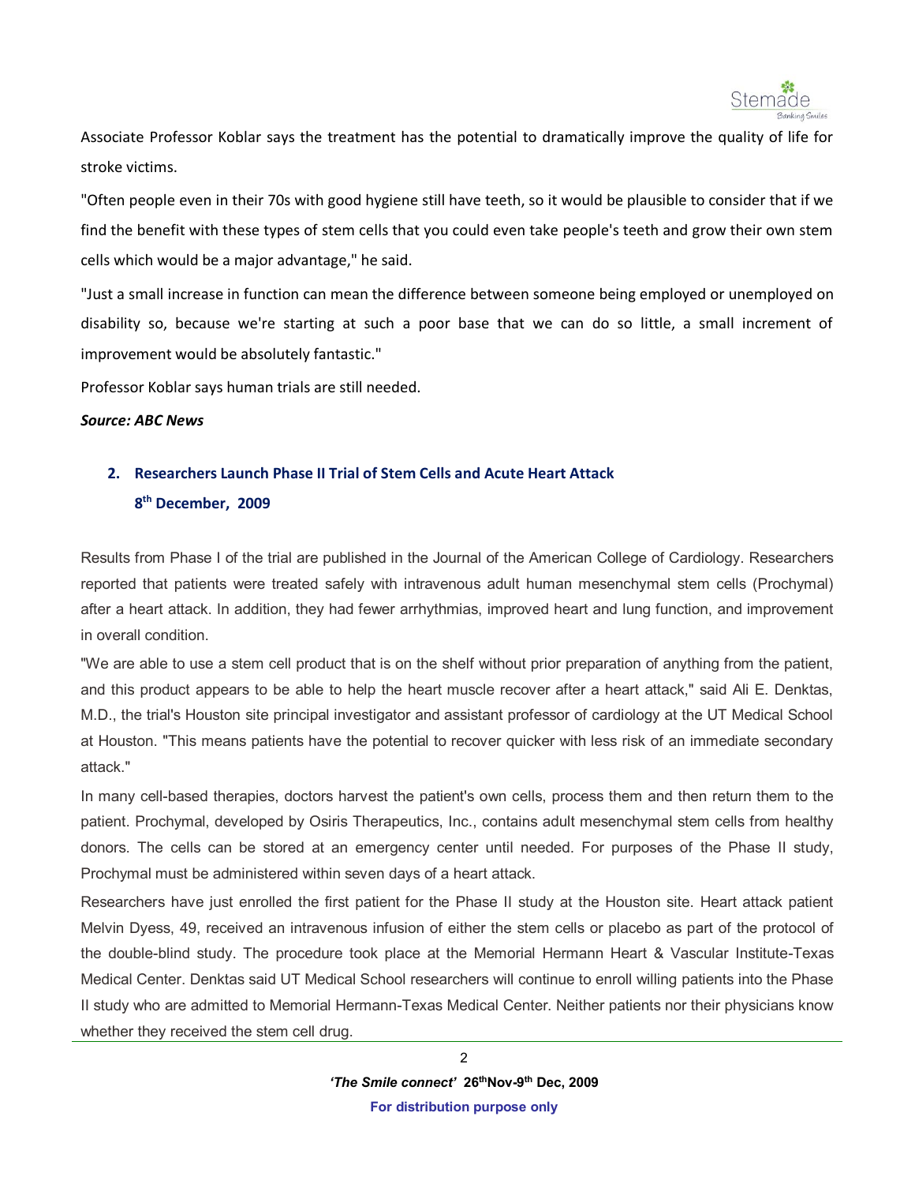Associate Professor Koblar says the treatment has the potential to dramatically improve the quality of life for stroke victims.

"Often people even in their 70s with good hygiene still have teeth, so it would be plausible to consider that if we find the benefit with these types of stem cells that you could even take people's teeth and grow their own stem cells which would be a major advantage," he said.

"Just a small increase in function can mean the difference between someone being employed or unemployed on disability so, because we're starting at such a poor base that we can do so little, a small increment of improvement would be absolutely fantastic."

Professor Koblar says human trials are still needed.

***Source: ABC News***

## 2. Researchers Launch Phase II Trial of Stem Cells and Acute Heart Attack

**8th December, 2009**

Results from Phase I of the trial are published in the Journal of the American College of Cardiology. Researchers reported that patients were treated safely with intravenous adult human mesenchymal stem cells (Prochymal) after a heart attack. In addition, they had fewer arrhythmias, improved heart and lung function, and improvement in overall condition.

"We are able to use a stem cell product that is on the shelf without prior preparation of anything from the patient, and this product appears to be able to help the heart muscle recover after a heart attack," said Ali E. Denktas, M.D., the trial's Houston site principal investigator and assistant professor of cardiology at the UT Medical School at Houston. "This means patients have the potential to recover quicker with less risk of an immediate secondary attack."

In many cell-based therapies, doctors harvest the patient's own cells, process them and then return them to the patient. Prochymal, developed by Osiris Therapeutics, Inc., contains adult mesenchymal stem cells from healthy donors. The cells can be stored at an emergency center until needed. For purposes of the Phase II study, Prochymal must be administered within seven days of a heart attack.

Researchers have just enrolled the first patient for the Phase II study at the Houston site. Heart attack patient Melvin Dyess, 49, received an intravenous infusion of either the stem cells or placebo as part of the protocol of the double-blind study. The procedure took place at the Memorial Hermann Heart & Vascular Institute-Texas Medical Center. Denktas said UT Medical School researchers will continue to enroll willing patients into the Phase II study who are admitted to Memorial Hermann-Texas Medical Center. Neither patients nor their physicians know whether they received the stem cell drug.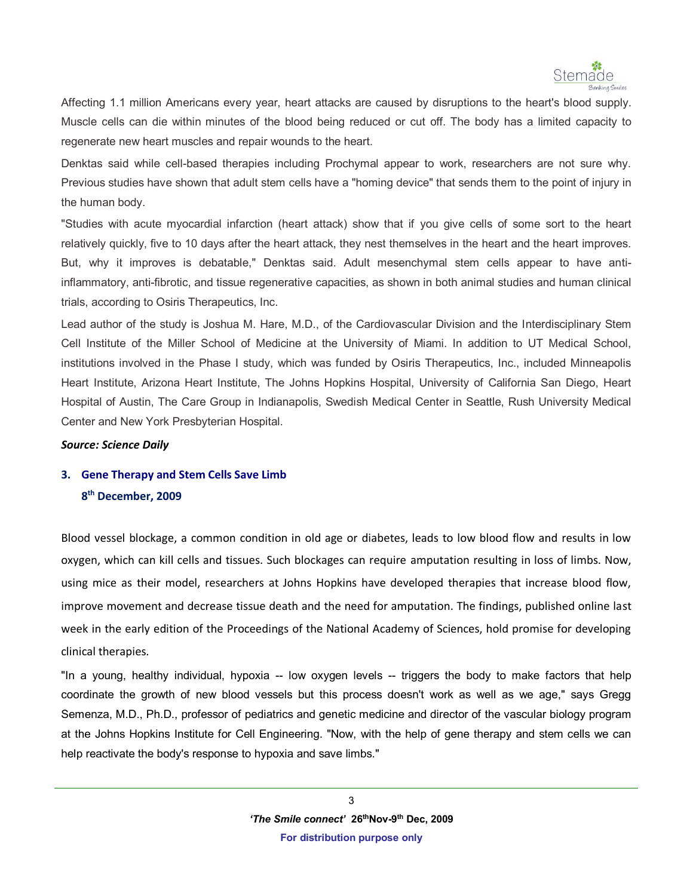Affecting 1.1 million Americans every year, heart attacks are caused by disruptions to the heart's blood supply. Muscle cells can die within minutes of the blood being reduced or cut off. The body has a limited capacity to regenerate new heart muscles and repair wounds to the heart.

Denktas said while cell-based therapies including Prochymal appear to work, researchers are not sure why. Previous studies have shown that adult stem cells have a "homing device" that sends them to the point of injury in the human body.

"Studies with acute myocardial infarction (heart attack) show that if you give cells of some sort to the heart relatively quickly, five to 10 days after the heart attack, they nest themselves in the heart and the heart improves. But, why it improves is debatable," Denktas said. Adult mesenchymal stem cells appear to have anti-inflammatory, anti-fibrotic, and tissue regenerative capacities, as shown in both animal studies and human clinical trials, according to Osiris Therapeutics, Inc.

Lead author of the study is Joshua M. Hare, M.D., of the Cardiovascular Division and the Interdisciplinary Stem Cell Institute of the Miller School of Medicine at the University of Miami. In addition to UT Medical School, institutions involved in the Phase I study, which was funded by Osiris Therapeutics, Inc., included Minneapolis Heart Institute, Arizona Heart Institute, The Johns Hopkins Hospital, University of California San Diego, Heart Hospital of Austin, The Care Group in Indianapolis, Swedish Medical Center in Seattle, Rush University Medical Center and New York Presbyterian Hospital.

***Source: Science Daily***

### 3. Gene Therapy and Stem Cells Save Limb
**8th December, 2009**

Blood vessel blockage, a common condition in old age or diabetes, leads to low blood flow and results in low oxygen, which can kill cells and tissues. Such blockages can require amputation resulting in loss of limbs. Now, using mice as their model, researchers at Johns Hopkins have developed therapies that increase blood flow, improve movement and decrease tissue death and the need for amputation. The findings, published online last week in the early edition of the Proceedings of the National Academy of Sciences, hold promise for developing clinical therapies.

"In a young, healthy individual, hypoxia -- low oxygen levels -- triggers the body to make factors that help coordinate the growth of new blood vessels but this process doesn't work as well as we age," says Gregg Semenza, M.D., Ph.D., professor of pediatrics and genetic medicine and director of the vascular biology program at the Johns Hopkins Institute for Cell Engineering. "Now, with the help of gene therapy and stem cells we can help reactivate the body's response to hypoxia and save limbs."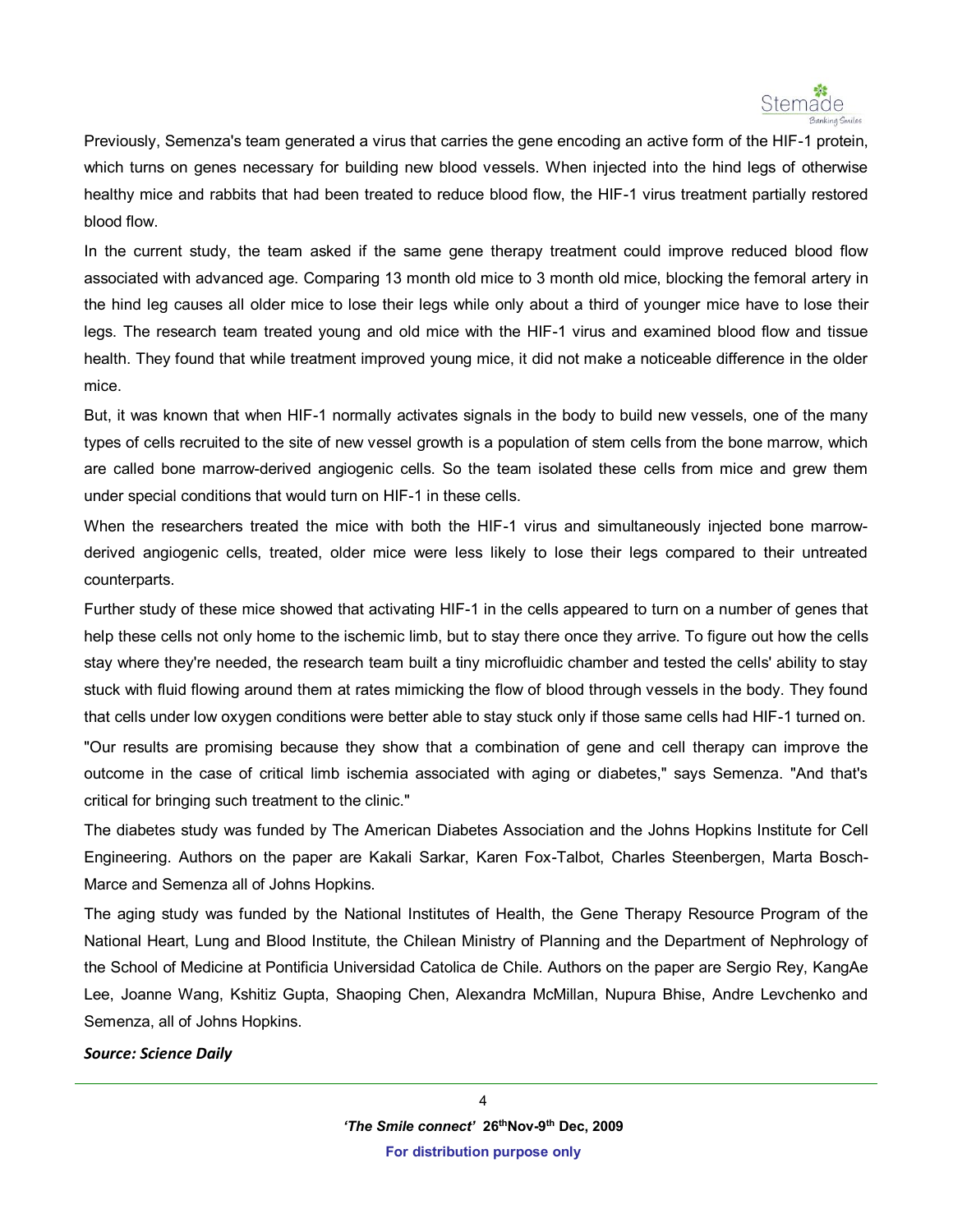Previously, Semenza's team generated a virus that carries the gene encoding an active form of the HIF-1 protein, which turns on genes necessary for building new blood vessels. When injected into the hind legs of otherwise healthy mice and rabbits that had been treated to reduce blood flow, the HIF-1 virus treatment partially restored blood flow.

In the current study, the team asked if the same gene therapy treatment could improve reduced blood flow associated with advanced age. Comparing 13 month old mice to 3 month old mice, blocking the femoral artery in the hind leg causes all older mice to lose their legs while only about a third of younger mice have to lose their legs. The research team treated young and old mice with the HIF-1 virus and examined blood flow and tissue health. They found that while treatment improved young mice, it did not make a noticeable difference in the older mice.

But, it was known that when HIF-1 normally activates signals in the body to build new vessels, one of the many types of cells recruited to the site of new vessel growth is a population of stem cells from the bone marrow, which are called bone marrow-derived angiogenic cells. So the team isolated these cells from mice and grew them under special conditions that would turn on HIF-1 in these cells.

When the researchers treated the mice with both the HIF-1 virus and simultaneously injected bone marrow-derived angiogenic cells, treated, older mice were less likely to lose their legs compared to their untreated counterparts.

Further study of these mice showed that activating HIF-1 in the cells appeared to turn on a number of genes that help these cells not only home to the ischemic limb, but to stay there once they arrive. To figure out how the cells stay where they're needed, the research team built a tiny microfluidic chamber and tested the cells' ability to stay stuck with fluid flowing around them at rates mimicking the flow of blood through vessels in the body. They found that cells under low oxygen conditions were better able to stay stuck only if those same cells had HIF-1 turned on.

"Our results are promising because they show that a combination of gene and cell therapy can improve the outcome in the case of critical limb ischemia associated with aging or diabetes," says Semenza. "And that's critical for bringing such treatment to the clinic."

The diabetes study was funded by The American Diabetes Association and the Johns Hopkins Institute for Cell Engineering. Authors on the paper are Kakali Sarkar, Karen Fox-Talbot, Charles Steenbergen, Marta Bosch-Marce and Semenza all of Johns Hopkins.

The aging study was funded by the National Institutes of Health, the Gene Therapy Resource Program of the National Heart, Lung and Blood Institute, the Chilean Ministry of Planning and the Department of Nephrology of the School of Medicine at Pontificia Universidad Catolica de Chile. Authors on the paper are Sergio Rey, KangAe Lee, Joanne Wang, Kshitiz Gupta, Shaoping Chen, Alexandra McMillan, Nupura Bhise, Andre Levchenko and Semenza, all of Johns Hopkins.

***Source: Science Daily***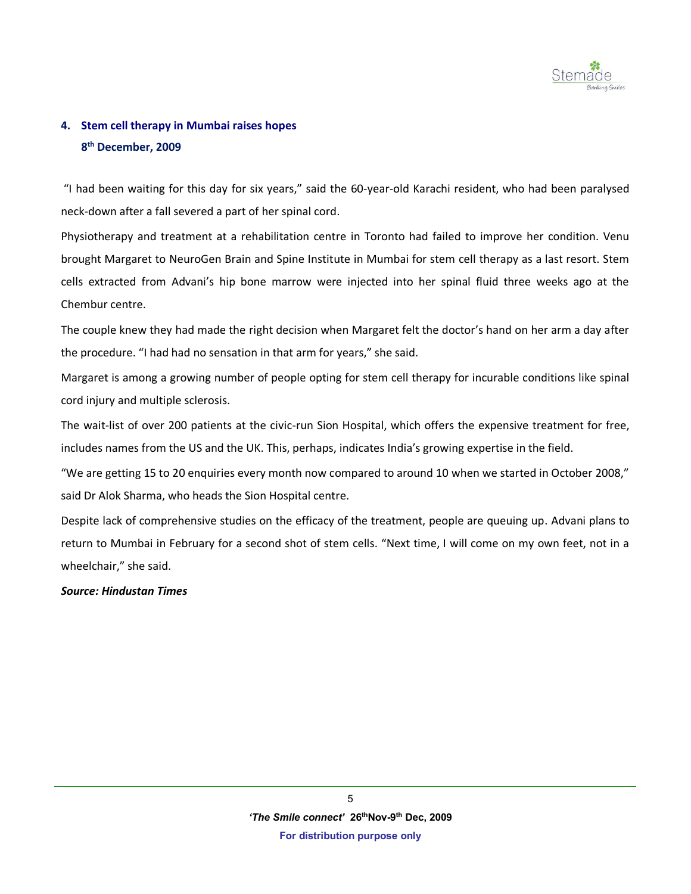## 4. Stem cell therapy in Mumbai raises hopes

**8th December, 2009**

"I had been waiting for this day for six years," said the 60-year-old Karachi resident, who had been paralysed neck-down after a fall severed a part of her spinal cord.

Physiotherapy and treatment at a rehabilitation centre in Toronto had failed to improve her condition. Venu brought Margaret to NeuroGen Brain and Spine Institute in Mumbai for stem cell therapy as a last resort. Stem cells extracted from Advani's hip bone marrow were injected into her spinal fluid three weeks ago at the Chembur centre.

The couple knew they had made the right decision when Margaret felt the doctor's hand on her arm a day after the procedure. "I had had no sensation in that arm for years," she said.

Margaret is among a growing number of people opting for stem cell therapy for incurable conditions like spinal cord injury and multiple sclerosis.

The wait-list of over 200 patients at the civic-run Sion Hospital, which offers the expensive treatment for free, includes names from the US and the UK. This, perhaps, indicates India's growing expertise in the field.

"We are getting 15 to 20 enquiries every month now compared to around 10 when we started in October 2008," said Dr Alok Sharma, who heads the Sion Hospital centre.

Despite lack of comprehensive studies on the efficacy of the treatment, people are queuing up. Advani plans to return to Mumbai in February for a second shot of stem cells. "Next time, I will come on my own feet, not in a wheelchair," she said.

***Source: Hindustan Times***